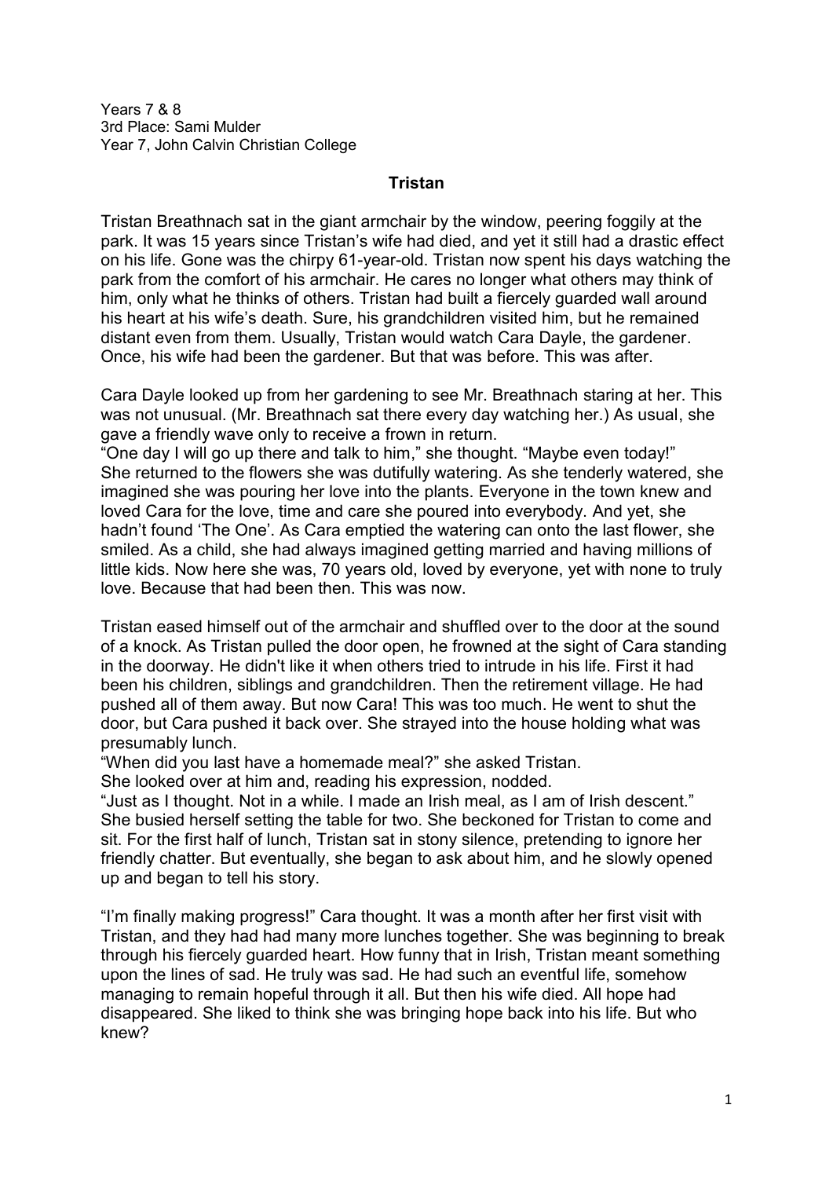Years 7 & 8
3rd Place: Sami Mulder
Year 7, John Calvin Christian College

**Tristan**

Tristan Breathnach sat in the giant armchair by the window, peering foggily at the park. It was 15 years since Tristan's wife had died, and yet it still had a drastic effect on his life. Gone was the chirpy 61-year-old. Tristan now spent his days watching the park from the comfort of his armchair. He cares no longer what others may think of him, only what he thinks of others. Tristan had built a fiercely guarded wall around his heart at his wife's death. Sure, his grandchildren visited him, but he remained distant even from them. Usually, Tristan would watch Cara Dayle, the gardener. Once, his wife had been the gardener. But that was before. This was after.

Cara Dayle looked up from her gardening to see Mr. Breathnach staring at her. This was not unusual. (Mr. Breathnach sat there every day watching her.) As usual, she gave a friendly wave only to receive a frown in return.
"One day I will go up there and talk to him," she thought. "Maybe even today!"
She returned to the flowers she was dutifully watering. As she tenderly watered, she imagined she was pouring her love into the plants. Everyone in the town knew and loved Cara for the love, time and care she poured into everybody. And yet, she hadn't found 'The One'. As Cara emptied the watering can onto the last flower, she smiled. As a child, she had always imagined getting married and having millions of little kids. Now here she was, 70 years old, loved by everyone, yet with none to truly love. Because that had been then. This was now.

Tristan eased himself out of the armchair and shuffled over to the door at the sound of a knock. As Tristan pulled the door open, he frowned at the sight of Cara standing in the doorway. He didn't like it when others tried to intrude in his life. First it had been his children, siblings and grandchildren. Then the retirement village. He had pushed all of them away. But now Cara! This was too much. He went to shut the door, but Cara pushed it back over. She strayed into the house holding what was presumably lunch.
"When did you last have a homemade meal?" she asked Tristan.
She looked over at him and, reading his expression, nodded.
"Just as I thought. Not in a while. I made an Irish meal, as I am of Irish descent."
She busied herself setting the table for two. She beckoned for Tristan to come and sit. For the first half of lunch, Tristan sat in stony silence, pretending to ignore her friendly chatter. But eventually, she began to ask about him, and he slowly opened up and began to tell his story.

"I'm finally making progress!" Cara thought. It was a month after her first visit with Tristan, and they had had many more lunches together. She was beginning to break through his fiercely guarded heart. How funny that in Irish, Tristan meant something upon the lines of sad. He truly was sad. He had such an eventful life, somehow managing to remain hopeful through it all. But then his wife died. All hope had disappeared. She liked to think she was bringing hope back into his life. But who knew?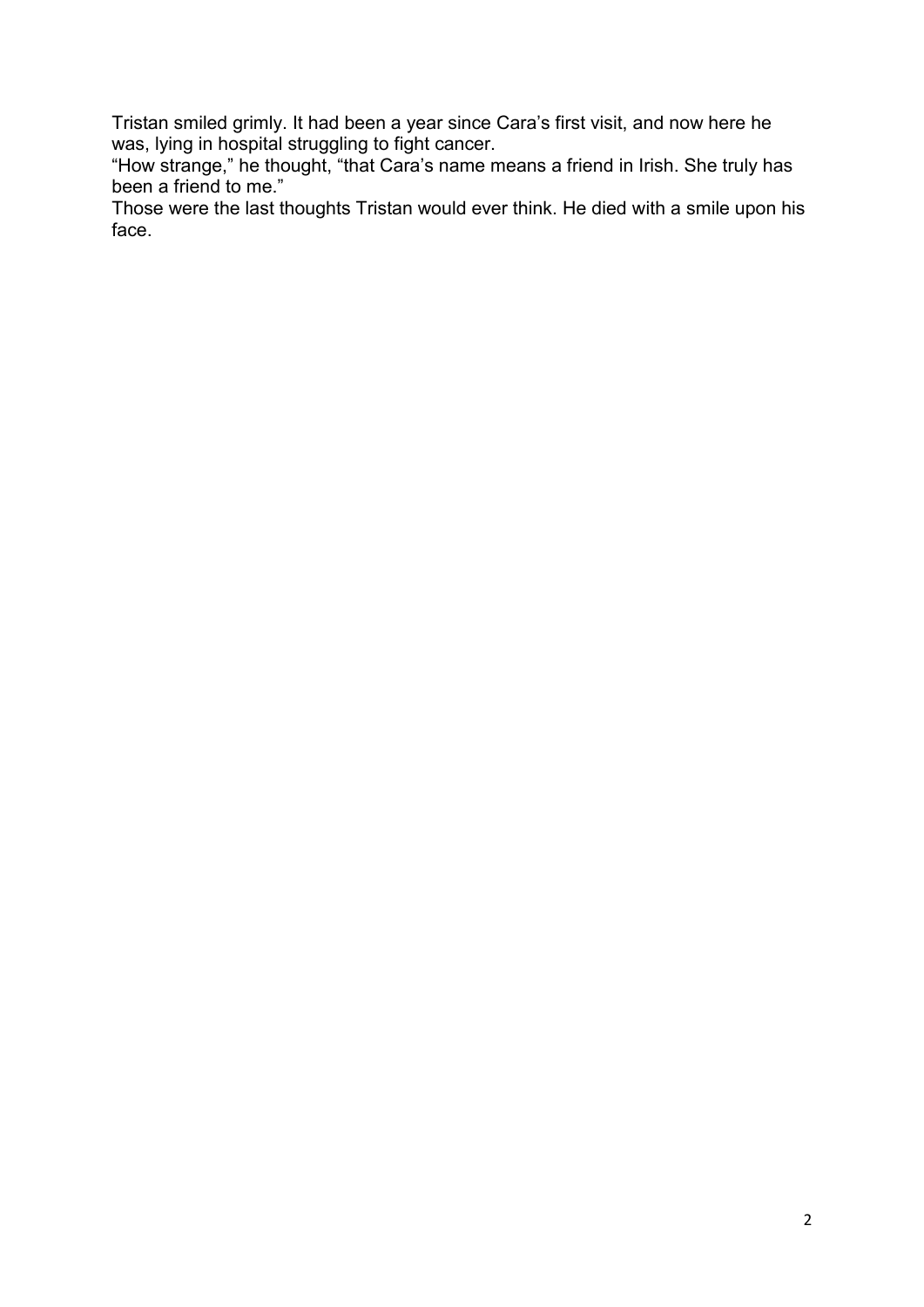Tristan smiled grimly. It had been a year since Cara's first visit, and now here he was, lying in hospital struggling to fight cancer.

"How strange," he thought, "that Cara's name means a friend in Irish. She truly has been a friend to me."

Those were the last thoughts Tristan would ever think. He died with a smile upon his face.